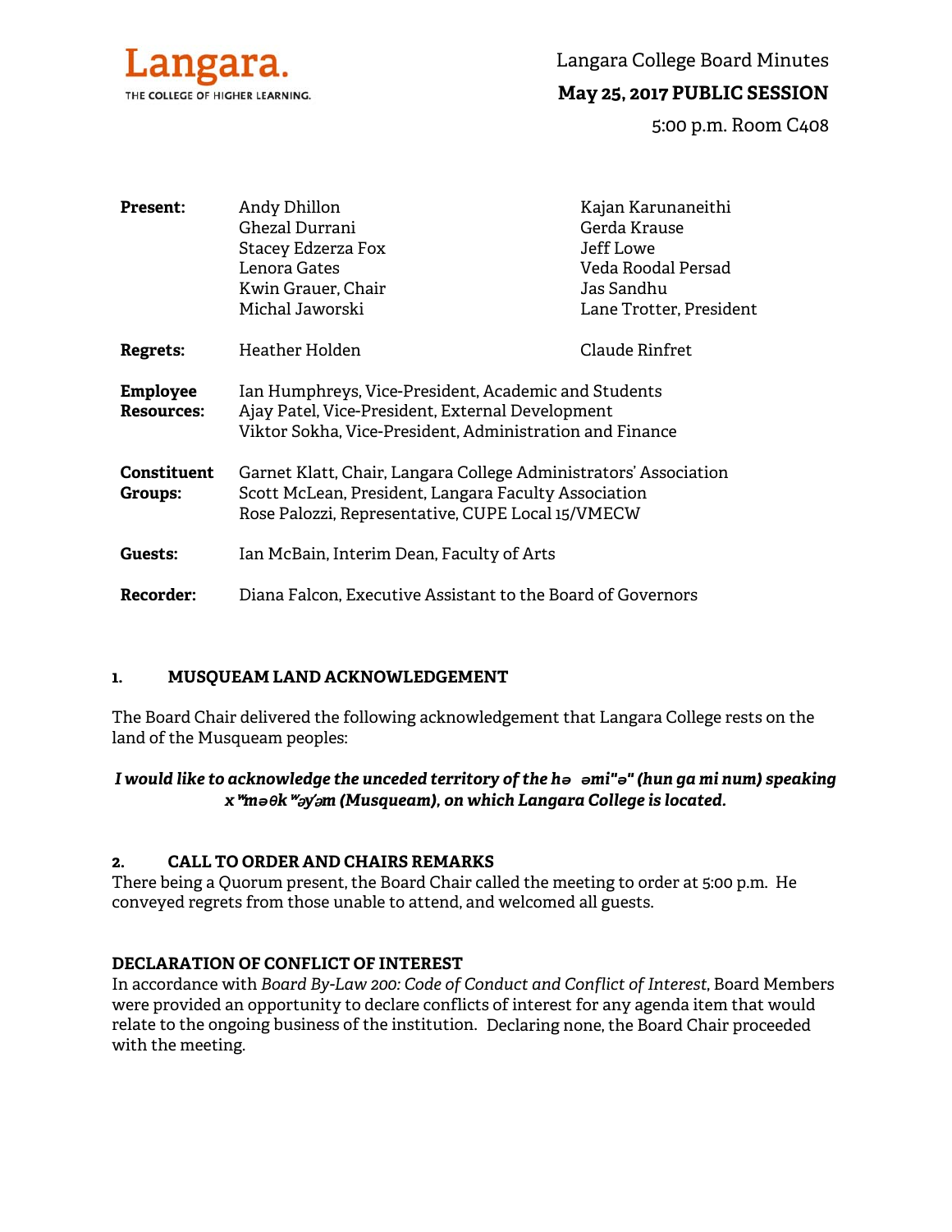Langara. THE COLLEGE OF HIGHER LEARNING.

# Langara College Board Minutes

## May 25, 2017 PUBLIC SESSION

5:00 p.m. Room C408

| | | |
|---|---|---|
| **Present:** | Andy Dhillon | Kajan Karunaneithi |
| | Ghezal Durrani | Gerda Krause |
| | Stacey Edzerza Fox | Jeff Lowe |
| | Lenora Gates | Veda Roodal Persad |
| | Kwin Grauer, Chair | Jas Sandhu |
| | Michal Jaworski | Lane Trotter, President |
| **Regrets:** | Heather Holden | Claude Rinfret |

**Employee Resources:** Ian Humphreys, Vice-President, Academic and Students
Ajay Patel, Vice-President, External Development
Viktor Sokha, Vice-President, Administration and Finance

**Constituent Groups:** Garnet Klatt, Chair, Langara College Administrators' Association
Scott McLean, President, Langara Faculty Association
Rose Palozzi, Representative, CUPE Local 15/VMECW

**Guests:** Ian McBain, Interim Dean, Faculty of Arts

**Recorder:** Diana Falcon, Executive Assistant to the Board of Governors

### 1. MUSQUEAM LAND ACKNOWLEDGEMENT

The Board Chair delivered the following acknowledgement that Langara College rests on the land of the Musqueam peoples:

***I would like to acknowledge the unceded territory of the hə əmi"ə" (hun ga mi num) speaking xʷməθkʷəy̓əm (Musqueam), on which Langara College is located.***

### 2. CALL TO ORDER AND CHAIRS REMARKS

There being a Quorum present, the Board Chair called the meeting to order at 5:00 p.m. He conveyed regrets from those unable to attend, and welcomed all guests.

### DECLARATION OF CONFLICT OF INTEREST

In accordance with *Board By-Law 200: Code of Conduct and Conflict of Interest*, Board Members were provided an opportunity to declare conflicts of interest for any agenda item that would relate to the ongoing business of the institution. Declaring none, the Board Chair proceeded with the meeting.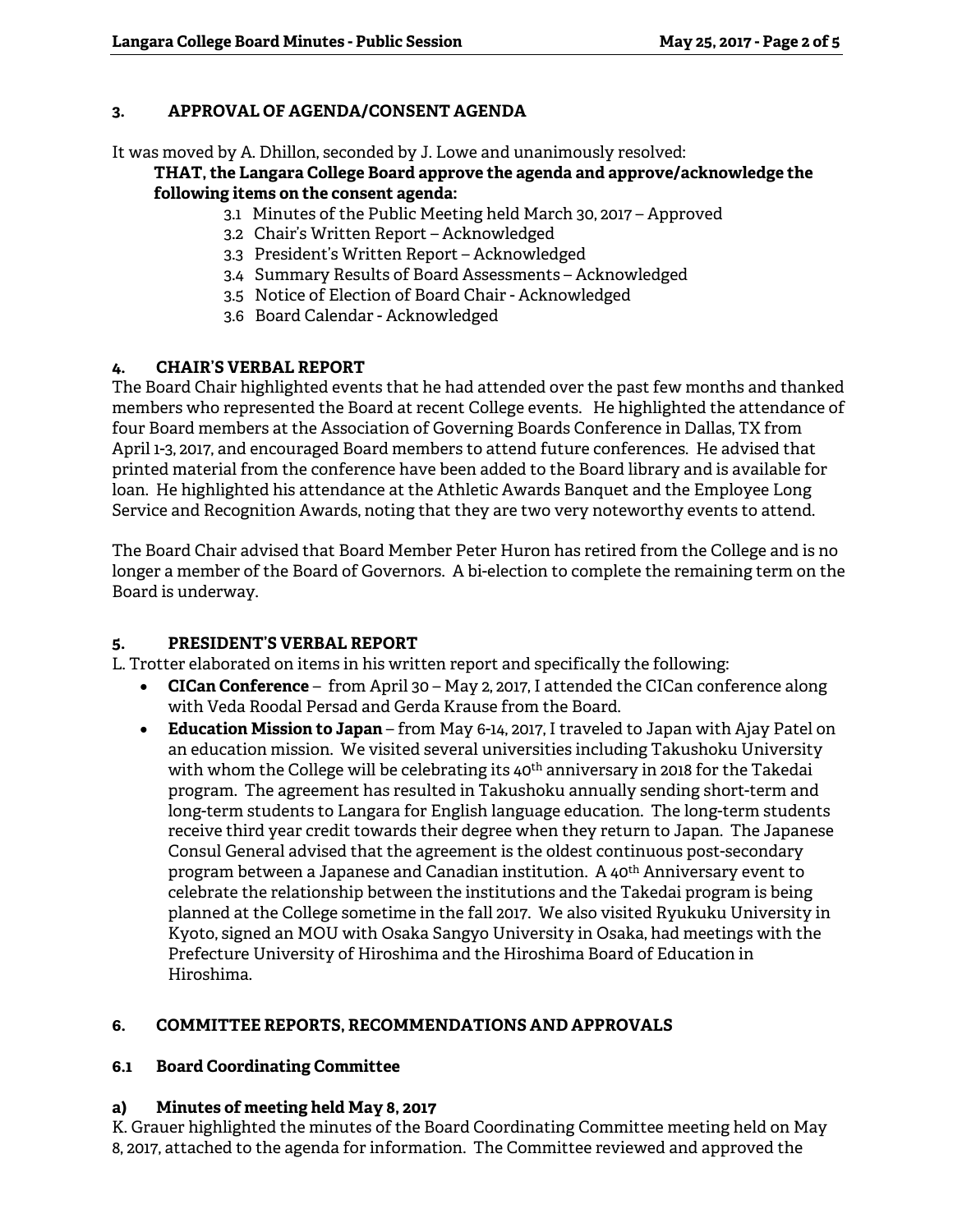## 3. APPROVAL OF AGENDA/CONSENT AGENDA

It was moved by A. Dhillon, seconded by J. Lowe and unanimously resolved:

**THAT, the Langara College Board approve the agenda and approve/acknowledge the following items on the consent agenda:**

- 3.1 Minutes of the Public Meeting held March 30, 2017 – Approved
- 3.2 Chair's Written Report – Acknowledged
- 3.3 President's Written Report – Acknowledged
- 3.4 Summary Results of Board Assessments – Acknowledged
- 3.5 Notice of Election of Board Chair - Acknowledged
- 3.6 Board Calendar - Acknowledged

## 4. CHAIR'S VERBAL REPORT

The Board Chair highlighted events that he had attended over the past few months and thanked members who represented the Board at recent College events. He highlighted the attendance of four Board members at the Association of Governing Boards Conference in Dallas, TX from April 1-3, 2017, and encouraged Board members to attend future conferences. He advised that printed material from the conference have been added to the Board library and is available for loan. He highlighted his attendance at the Athletic Awards Banquet and the Employee Long Service and Recognition Awards, noting that they are two very noteworthy events to attend.

The Board Chair advised that Board Member Peter Huron has retired from the College and is no longer a member of the Board of Governors. A bi-election to complete the remaining term on the Board is underway.

## 5. PRESIDENT'S VERBAL REPORT

L. Trotter elaborated on items in his written report and specifically the following:

- **CICan Conference** – from April 30 – May 2, 2017, I attended the CICan conference along with Veda Roodal Persad and Gerda Krause from the Board.
- **Education Mission to Japan** – from May 6-14, 2017, I traveled to Japan with Ajay Patel on an education mission. We visited several universities including Takushoku University with whom the College will be celebrating its 40th anniversary in 2018 for the Takedai program. The agreement has resulted in Takushoku annually sending short-term and long-term students to Langara for English language education. The long-term students receive third year credit towards their degree when they return to Japan. The Japanese Consul General advised that the agreement is the oldest continuous post-secondary program between a Japanese and Canadian institution. A 40th Anniversary event to celebrate the relationship between the institutions and the Takedai program is being planned at the College sometime in the fall 2017. We also visited Ryukuku University in Kyoto, signed an MOU with Osaka Sangyo University in Osaka, had meetings with the Prefecture University of Hiroshima and the Hiroshima Board of Education in Hiroshima.

## 6. COMMITTEE REPORTS, RECOMMENDATIONS AND APPROVALS

### 6.1 Board Coordinating Committee

#### a) Minutes of meeting held May 8, 2017

K. Grauer highlighted the minutes of the Board Coordinating Committee meeting held on May 8, 2017, attached to the agenda for information. The Committee reviewed and approved the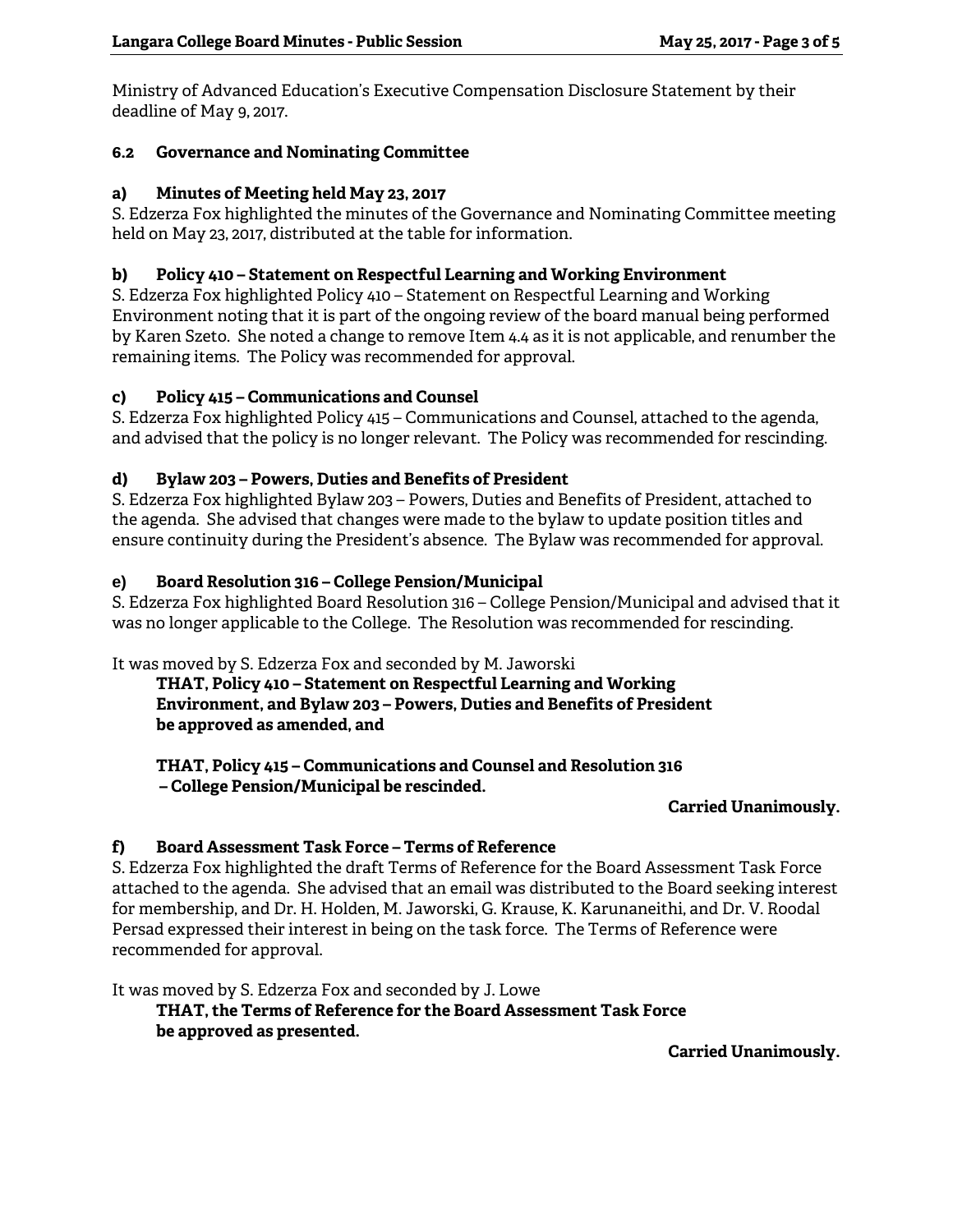Ministry of Advanced Education's Executive Compensation Disclosure Statement by their deadline of May 9, 2017.

### 6.2 Governance and Nominating Committee

**a) Minutes of Meeting held May 23, 2017**

S. Edzerza Fox highlighted the minutes of the Governance and Nominating Committee meeting held on May 23, 2017, distributed at the table for information.

**b) Policy 410 – Statement on Respectful Learning and Working Environment**

S. Edzerza Fox highlighted Policy 410 – Statement on Respectful Learning and Working Environment noting that it is part of the ongoing review of the board manual being performed by Karen Szeto. She noted a change to remove Item 4.4 as it is not applicable, and renumber the remaining items. The Policy was recommended for approval.

**c) Policy 415 – Communications and Counsel**

S. Edzerza Fox highlighted Policy 415 – Communications and Counsel, attached to the agenda, and advised that the policy is no longer relevant. The Policy was recommended for rescinding.

**d) Bylaw 203 – Powers, Duties and Benefits of President**

S. Edzerza Fox highlighted Bylaw 203 – Powers, Duties and Benefits of President, attached to the agenda. She advised that changes were made to the bylaw to update position titles and ensure continuity during the President's absence. The Bylaw was recommended for approval.

**e) Board Resolution 316 – College Pension/Municipal**

S. Edzerza Fox highlighted Board Resolution 316 – College Pension/Municipal and advised that it was no longer applicable to the College. The Resolution was recommended for rescinding.

It was moved by S. Edzerza Fox and seconded by M. Jaworski

> **THAT, Policy 410 – Statement on Respectful Learning and Working Environment, and Bylaw 203 – Powers, Duties and Benefits of President be approved as amended, and**
>
> **THAT, Policy 415 – Communications and Counsel and Resolution 316 – College Pension/Municipal be rescinded.**

**Carried Unanimously.**

**f) Board Assessment Task Force – Terms of Reference**

S. Edzerza Fox highlighted the draft Terms of Reference for the Board Assessment Task Force attached to the agenda. She advised that an email was distributed to the Board seeking interest for membership, and Dr. H. Holden, M. Jaworski, G. Krause, K. Karunaneithi, and Dr. V. Roodal Persad expressed their interest in being on the task force. The Terms of Reference were recommended for approval.

It was moved by S. Edzerza Fox and seconded by J. Lowe

> **THAT, the Terms of Reference for the Board Assessment Task Force be approved as presented.**

**Carried Unanimously.**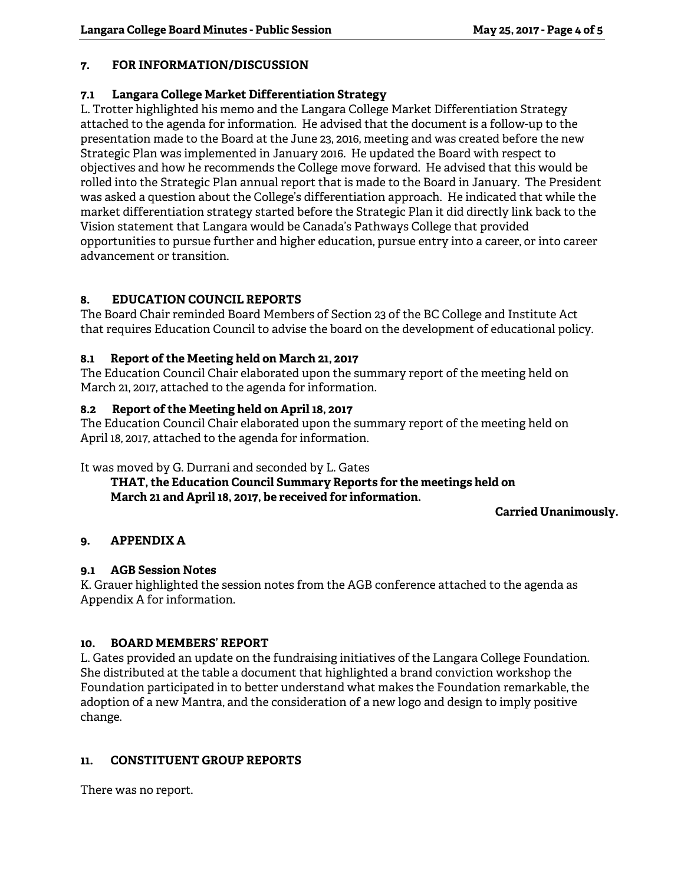## 7. FOR INFORMATION/DISCUSSION

### 7.1 Langara College Market Differentiation Strategy

L. Trotter highlighted his memo and the Langara College Market Differentiation Strategy attached to the agenda for information. He advised that the document is a follow-up to the presentation made to the Board at the June 23, 2016, meeting and was created before the new Strategic Plan was implemented in January 2016. He updated the Board with respect to objectives and how he recommends the College move forward. He advised that this would be rolled into the Strategic Plan annual report that is made to the Board in January. The President was asked a question about the College's differentiation approach. He indicated that while the market differentiation strategy started before the Strategic Plan it did directly link back to the Vision statement that Langara would be Canada's Pathways College that provided opportunities to pursue further and higher education, pursue entry into a career, or into career advancement or transition.

## 8. EDUCATION COUNCIL REPORTS

The Board Chair reminded Board Members of Section 23 of the BC College and Institute Act that requires Education Council to advise the board on the development of educational policy.

### 8.1 Report of the Meeting held on March 21, 2017

The Education Council Chair elaborated upon the summary report of the meeting held on March 21, 2017, attached to the agenda for information.

### 8.2 Report of the Meeting held on April 18, 2017

The Education Council Chair elaborated upon the summary report of the meeting held on April 18, 2017, attached to the agenda for information.

It was moved by G. Durrani and seconded by L. Gates

> **THAT, the Education Council Summary Reports for the meetings held on March 21 and April 18, 2017, be received for information.**

**Carried Unanimously.**

## 9. APPENDIX A

### 9.1 AGB Session Notes

K. Grauer highlighted the session notes from the AGB conference attached to the agenda as Appendix A for information.

## 10. BOARD MEMBERS' REPORT

L. Gates provided an update on the fundraising initiatives of the Langara College Foundation. She distributed at the table a document that highlighted a brand conviction workshop the Foundation participated in to better understand what makes the Foundation remarkable, the adoption of a new Mantra, and the consideration of a new logo and design to imply positive change.

## 11. CONSTITUENT GROUP REPORTS

There was no report.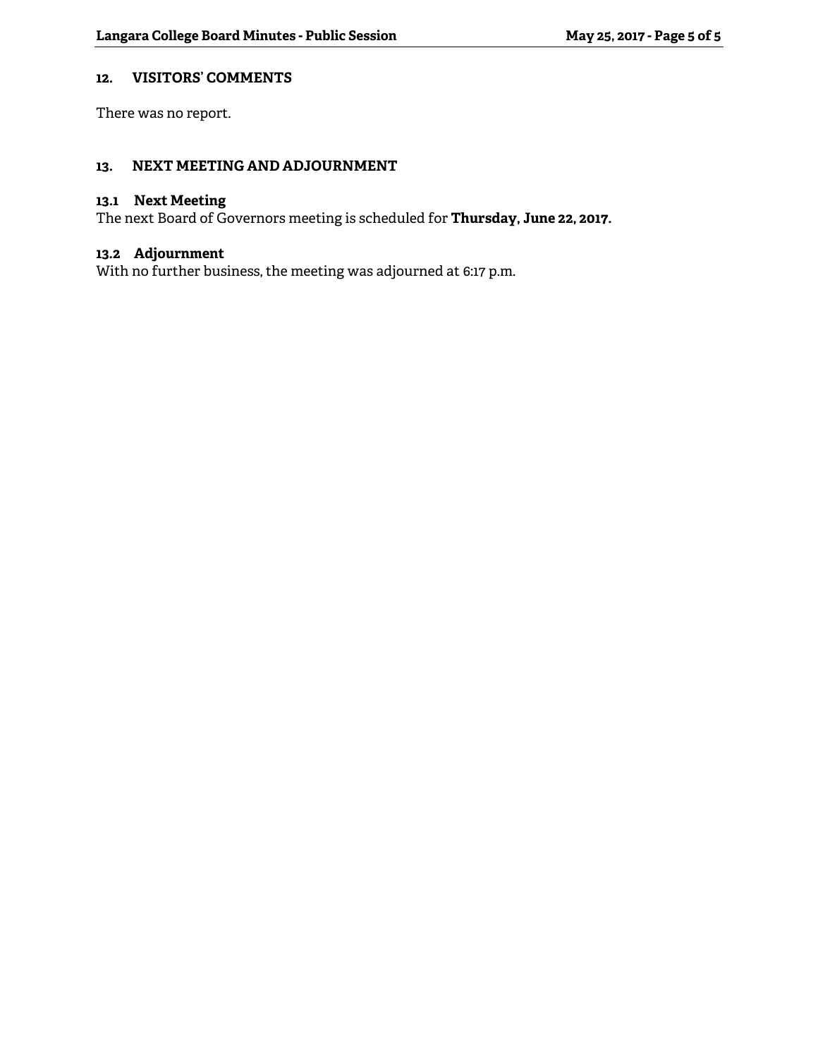## 12. VISITORS' COMMENTS

There was no report.

## 13. NEXT MEETING AND ADJOURNMENT

### 13.1 Next Meeting

The next Board of Governors meeting is scheduled for **Thursday, June 22, 2017.**

### 13.2 Adjournment

With no further business, the meeting was adjourned at 6:17 p.m.